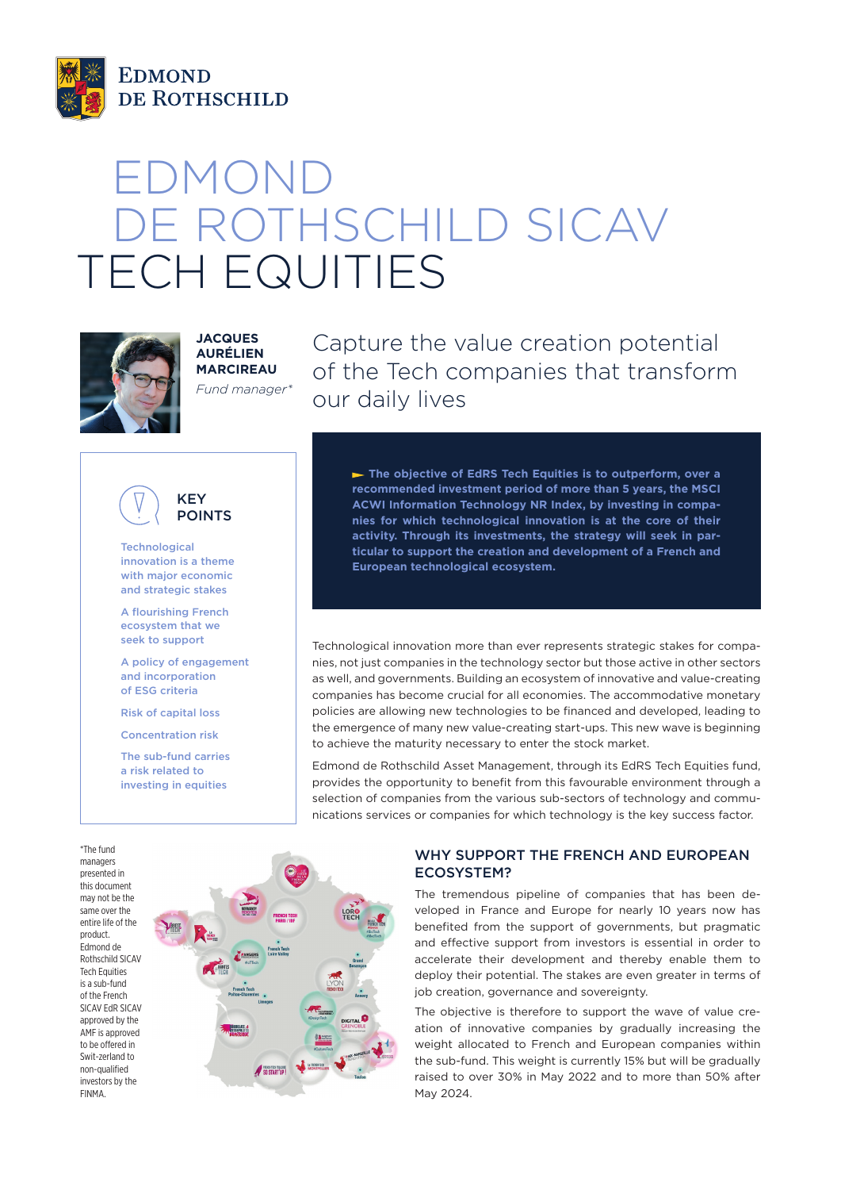# EDMOND DE ROTHSCHILD SICAV TECH EQUITIES

**JACQUES AURÉLIEN MARCIREAU**
*Fund manager**

## Capture the value creation potential of the Tech companies that transform our daily lives

### KEY POINTS

- Technological innovation is a theme with major economic and strategic stakes
- A flourishing French ecosystem that we seek to support
- A policy of engagement and incorporation of ESG criteria
- Risk of capital loss
- Concentration risk
- The sub-fund carries a risk related to investing in equities

**► The objective of EdRS Tech Equities is to outperform, over a recommended investment period of more than 5 years, the MSCI ACWI Information Technology NR Index, by investing in companies for which technological innovation is at the core of their activity. Through its investments, the strategy will seek in particular to support the creation and development of a French and European technological ecosystem.**

Technological innovation more than ever represents strategic stakes for companies, not just companies in the technology sector but those active in other sectors as well, and governments. Building an ecosystem of innovative and value-creating companies has become crucial for all economies. The accommodative monetary policies are allowing new technologies to be financed and developed, leading to the emergence of many new value-creating start-ups. This new wave is beginning to achieve the maturity necessary to enter the stock market.

Edmond de Rothschild Asset Management, through its EdRS Tech Equities fund, provides the opportunity to benefit from this favourable environment through a selection of companies from the various sub-sectors of technology and communications services or companies for which technology is the key success factor.

*The fund managers presented in this document may not be the same over the entire life of the product. Edmond de Rothschild SICAV Tech Equities is a sub-fund of the French SICAV EdR SICAV approved by the AMF is approved to be offered in Swit-zerland to non-qualified investors by the FINMA.

### WHY SUPPORT THE FRENCH AND EUROPEAN ECOSYSTEM?

The tremendous pipeline of companies that has been developed in France and Europe for nearly 10 years now has benefited from the support of governments, but pragmatic and effective support from investors is essential in order to accelerate their development and thereby enable them to deploy their potential. The stakes are even greater in terms of job creation, governance and sovereignty.

The objective is therefore to support the wave of value creation of innovative companies by gradually increasing the weight allocated to French and European companies within the sub-fund. This weight is currently 15% but will be gradually raised to over 30% in May 2022 and to more than 50% after May 2024.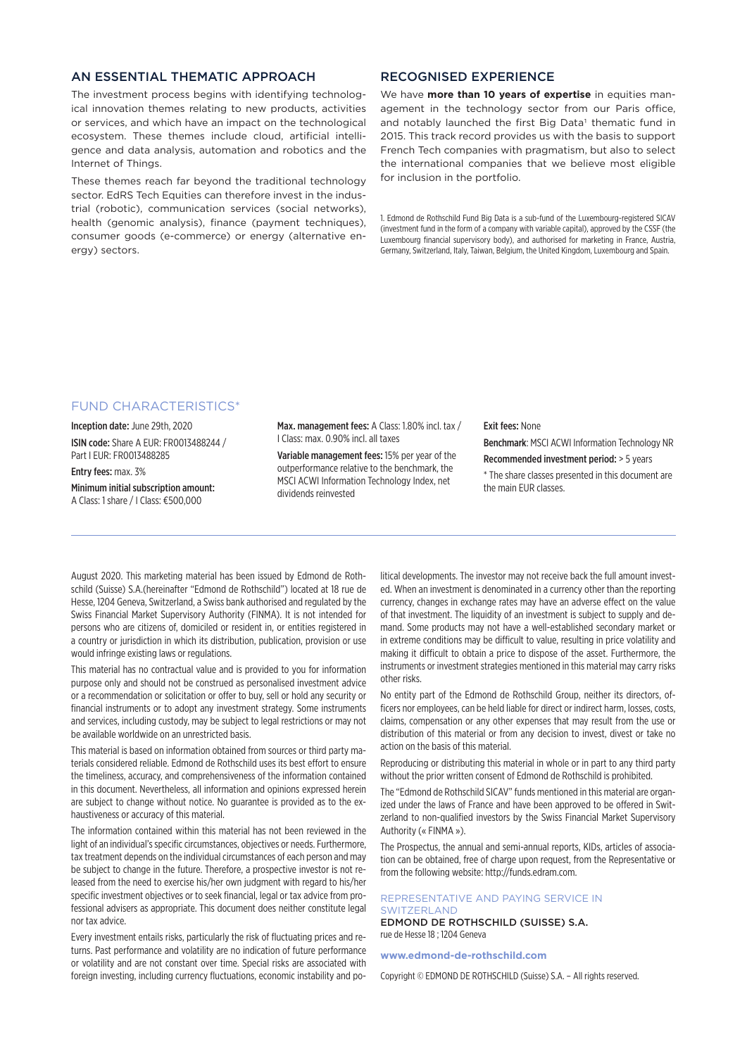## AN ESSENTIAL THEMATIC APPROACH

The investment process begins with identifying technological innovation themes relating to new products, activities or services, and which have an impact on the technological ecosystem. These themes include cloud, artificial intelligence and data analysis, automation and robotics and the Internet of Things.

These themes reach far beyond the traditional technology sector. EdRS Tech Equities can therefore invest in the industrial (robotic), communication services (social networks), health (genomic analysis), finance (payment techniques), consumer goods (e-commerce) or energy (alternative energy) sectors.

## RECOGNISED EXPERIENCE

We have **more than 10 years of expertise** in equities management in the technology sector from our Paris office, and notably launched the first Big Data[1] thematic fund in 2015. This track record provides us with the basis to support French Tech companies with pragmatism, but also to select the international companies that we believe most eligible for inclusion in the portfolio.

1. Edmond de Rothschild Fund Big Data is a sub-fund of the Luxembourg-registered SICAV (investment fund in the form of a company with variable capital), approved by the CSSF (the Luxembourg financial supervisory body), and authorised for marketing in France, Austria, Germany, Switzerland, Italy, Taiwan, Belgium, the United Kingdom, Luxembourg and Spain.

## FUND CHARACTERISTICS*

**Inception date:** June 29th, 2020

**ISIN code:** Share A EUR: FR0013488244 / Part I EUR: FR0013488285

**Entry fees:** max. 3%

**Minimum initial subscription amount:** A Class: 1 share / I Class: €500,000

**Max. management fees:** A Class: 1.80% incl. tax / I Class: max. 0.90% incl. all taxes

**Variable management fees:** 15% per year of the outperformance relative to the benchmark, the MSCI ACWI Information Technology Index, net dividends reinvested

**Exit fees:** None

**Benchmark**: MSCI ACWI Information Technology NR

**Recommended investment period:** > 5 years

* The share classes presented in this document are the main EUR classes.

August 2020. This marketing material has been issued by Edmond de Rothschild (Suisse) S.A.(hereinafter "Edmond de Rothschild") located at 18 rue de Hesse, 1204 Geneva, Switzerland, a Swiss bank authorised and regulated by the Swiss Financial Market Supervisory Authority (FINMA). It is not intended for persons who are citizens of, domiciled or resident in, or entities registered in a country or jurisdiction in which its distribution, publication, provision or use would infringe existing laws or regulations.

This material has no contractual value and is provided to you for information purpose only and should not be construed as personalised investment advice or a recommendation or solicitation or offer to buy, sell or hold any security or financial instruments or to adopt any investment strategy. Some instruments and services, including custody, may be subject to legal restrictions or may not be available worldwide on an unrestricted basis.

This material is based on information obtained from sources or third party materials considered reliable. Edmond de Rothschild uses its best effort to ensure the timeliness, accuracy, and comprehensiveness of the information contained in this document. Nevertheless, all information and opinions expressed herein are subject to change without notice. No guarantee is provided as to the exhaustiveness or accuracy of this material.

The information contained within this material has not been reviewed in the light of an individual's specific circumstances, objectives or needs. Furthermore, tax treatment depends on the individual circumstances of each person and may be subject to change in the future. Therefore, a prospective investor is not released from the need to exercise his/her own judgment with regard to his/her specific investment objectives or to seek financial, legal or tax advice from professional advisers as appropriate. This document does neither constitute legal nor tax advice.

Every investment entails risks, particularly the risk of fluctuating prices and returns. Past performance and volatility are no indication of future performance or volatility and are not constant over time. Special risks are associated with foreign investing, including currency fluctuations, economic instability and political developments. The investor may not receive back the full amount invested. When an investment is denominated in a currency other than the reporting currency, changes in exchange rates may have an adverse effect on the value of that investment. The liquidity of an investment is subject to supply and demand. Some products may not have a well-established secondary market or in extreme conditions may be difficult to value, resulting in price volatility and making it difficult to obtain a price to dispose of the asset. Furthermore, the instruments or investment strategies mentioned in this material may carry risks other risks.

No entity part of the Edmond de Rothschild Group, neither its directors, officers nor employees, can be held liable for direct or indirect harm, losses, costs, claims, compensation or any other expenses that may result from the use or distribution of this material or from any decision to invest, divest or take no action on the basis of this material.

Reproducing or distributing this material in whole or in part to any third party without the prior written consent of Edmond de Rothschild is prohibited.

The "Edmond de Rothschild SICAV" funds mentioned in this material are organized under the laws of France and have been approved to be offered in Switzerland to non-qualified investors by the Swiss Financial Market Supervisory Authority (« FINMA »).

The Prospectus, the annual and semi-annual reports, KIDs, articles of association can be obtained, free of charge upon request, from the Representative or from the following website: http://funds.edram.com.

### REPRESENTATIVE AND PAYING SERVICE IN SWITZERLAND

**EDMOND DE ROTHSCHILD (SUISSE) S.A.**
rue de Hesse 18 ; 1204 Geneva

**www.edmond-de-rothschild.com**

Copyright © EDMOND DE ROTHSCHILD (Suisse) S.A. – All rights reserved.